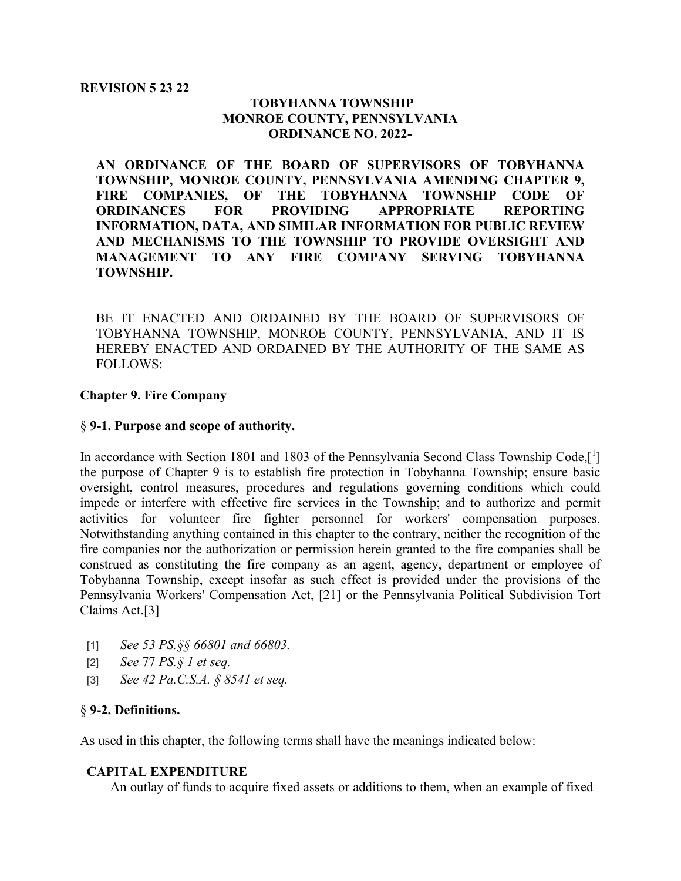**REVISION 5 23 22**

**TOBYHANNA TOWNSHIP**
**MONROE COUNTY, PENNSYLVANIA**
**ORDINANCE NO. 2022-**

**AN ORDINANCE OF THE BOARD OF SUPERVISORS OF TOBYHANNA TOWNSHIP, MONROE COUNTY, PENNSYLVANIA AMENDING CHAPTER 9, FIRE COMPANIES, OF THE TOBYHANNA TOWNSHIP CODE OF ORDINANCES FOR PROVIDING APPROPRIATE REPORTING INFORMATION, DATA, AND SIMILAR INFORMATION FOR PUBLIC REVIEW AND MECHANISMS TO THE TOWNSHIP TO PROVIDE OVERSIGHT AND MANAGEMENT TO ANY FIRE COMPANY SERVING TOBYHANNA TOWNSHIP.**

BE IT ENACTED AND ORDAINED BY THE BOARD OF SUPERVISORS OF TOBYHANNA TOWNSHIP, MONROE COUNTY, PENNSYLVANIA, AND IT IS HEREBY ENACTED AND ORDAINED BY THE AUTHORITY OF THE SAME AS FOLLOWS:

**Chapter 9. Fire Company**

§ **9-1. Purpose and scope of authority.**

In accordance with Section 1801 and 1803 of the Pennsylvania Second Class Township Code,[1] the purpose of Chapter 9 is to establish fire protection in Tobyhanna Township; ensure basic oversight, control measures, procedures and regulations governing conditions which could impede or interfere with effective fire services in the Township; and to authorize and permit activities for volunteer fire fighter personnel for workers' compensation purposes. Notwithstanding anything contained in this chapter to the contrary, neither the recognition of the fire companies nor the authorization or permission herein granted to the fire companies shall be construed as constituting the fire company as an agent, agency, department or employee of Tobyhanna Township, except insofar as such effect is provided under the provisions of the Pennsylvania Workers' Compensation Act, [21] or the Pennsylvania Political Subdivision Tort Claims Act.[3]

[1] *See 53 PS.§§ 66801 and 66803.*
[2] *See* 77 *PS.§ 1 et seq.*
[3] *See 42 Pa.C.S.A. § 8541 et seq.*

§ **9-2. Definitions.**

As used in this chapter, the following terms shall have the meanings indicated below:

**CAPITAL EXPENDITURE**
An outlay of funds to acquire fixed assets or additions to them, when an example of fixed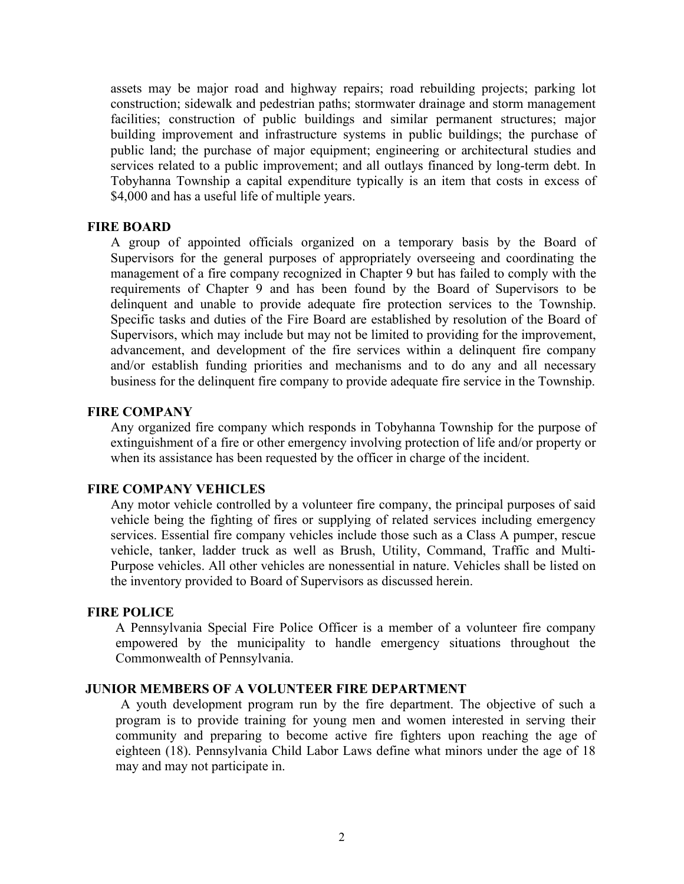assets may be major road and highway repairs; road rebuilding projects; parking lot construction; sidewalk and pedestrian paths; stormwater drainage and storm management facilities; construction of public buildings and similar permanent structures; major building improvement and infrastructure systems in public buildings; the purchase of public land; the purchase of major equipment; engineering or architectural studies and services related to a public improvement; and all outlays financed by long-term debt. In Tobyhanna Township a capital expenditure typically is an item that costs in excess of $4,000 and has a useful life of multiple years.

**FIRE BOARD**

A group of appointed officials organized on a temporary basis by the Board of Supervisors for the general purposes of appropriately overseeing and coordinating the management of a fire company recognized in Chapter 9 but has failed to comply with the requirements of Chapter 9 and has been found by the Board of Supervisors to be delinquent and unable to provide adequate fire protection services to the Township. Specific tasks and duties of the Fire Board are established by resolution of the Board of Supervisors, which may include but may not be limited to providing for the improvement, advancement, and development of the fire services within a delinquent fire company and/or establish funding priorities and mechanisms and to do any and all necessary business for the delinquent fire company to provide adequate fire service in the Township.

**FIRE COMPANY**

Any organized fire company which responds in Tobyhanna Township for the purpose of extinguishment of a fire or other emergency involving protection of life and/or property or when its assistance has been requested by the officer in charge of the incident.

**FIRE COMPANY VEHICLES**

Any motor vehicle controlled by a volunteer fire company, the principal purposes of said vehicle being the fighting of fires or supplying of related services including emergency services. Essential fire company vehicles include those such as a Class A pumper, rescue vehicle, tanker, ladder truck as well as Brush, Utility, Command, Traffic and Multi-Purpose vehicles. All other vehicles are nonessential in nature. Vehicles shall be listed on the inventory provided to Board of Supervisors as discussed herein.

**FIRE POLICE**

A Pennsylvania Special Fire Police Officer is a member of a volunteer fire company empowered by the municipality to handle emergency situations throughout the Commonwealth of Pennsylvania.

**JUNIOR MEMBERS OF A VOLUNTEER FIRE DEPARTMENT**

A youth development program run by the fire department. The objective of such a program is to provide training for young men and women interested in serving their community and preparing to become active fire fighters upon reaching the age of eighteen (18). Pennsylvania Child Labor Laws define what minors under the age of 18 may and may not participate in.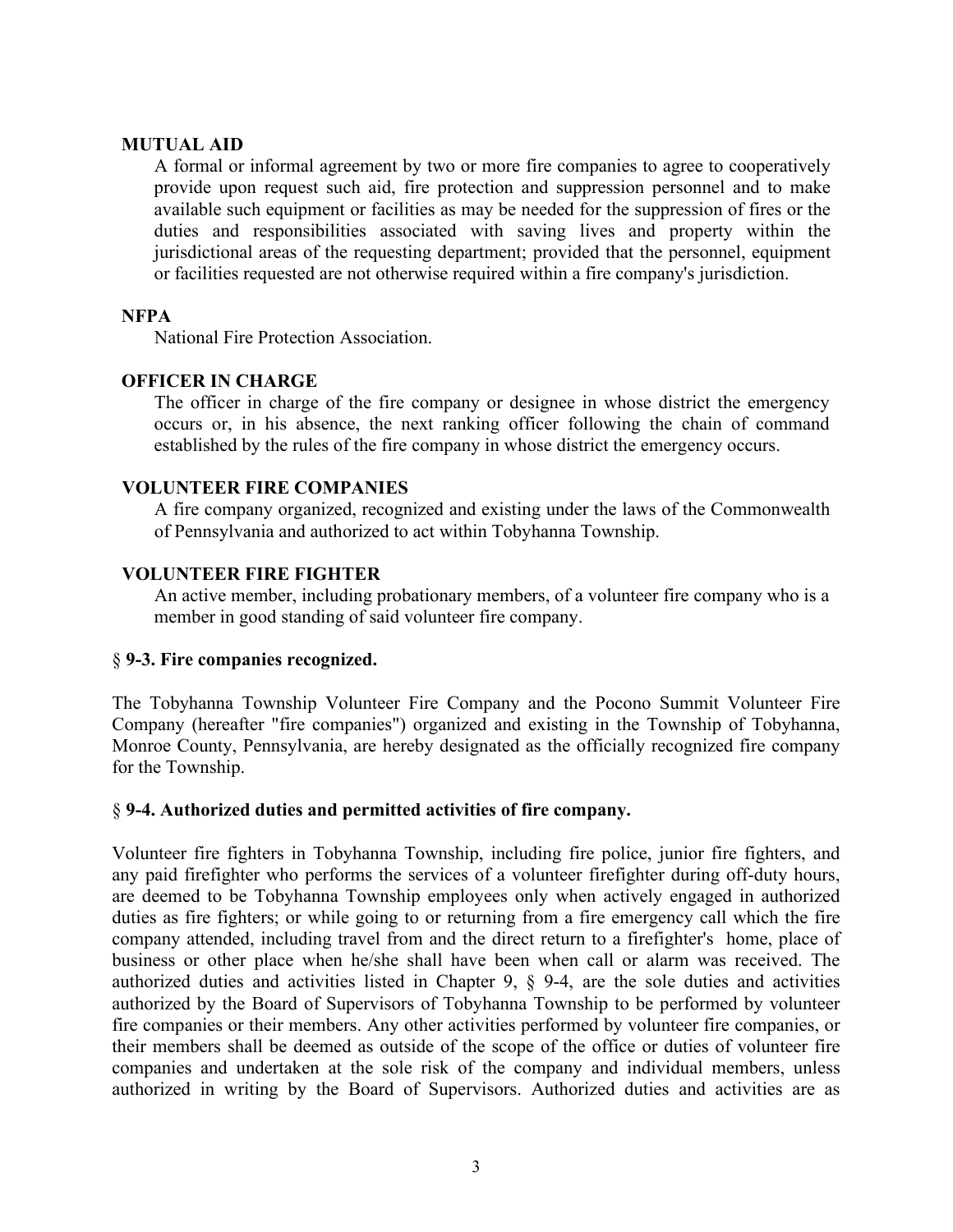**MUTUAL AID**

A formal or informal agreement by two or more fire companies to agree to cooperatively provide upon request such aid, fire protection and suppression personnel and to make available such equipment or facilities as may be needed for the suppression of fires or the duties and responsibilities associated with saving lives and property within the jurisdictional areas of the requesting department; provided that the personnel, equipment or facilities requested are not otherwise required within a fire company's jurisdiction.

**NFPA**

National Fire Protection Association.

**OFFICER IN CHARGE**

The officer in charge of the fire company or designee in whose district the emergency occurs or, in his absence, the next ranking officer following the chain of command established by the rules of the fire company in whose district the emergency occurs.

**VOLUNTEER FIRE COMPANIES**

A fire company organized, recognized and existing under the laws of the Commonwealth of Pennsylvania and authorized to act within Tobyhanna Township.

**VOLUNTEER FIRE FIGHTER**

An active member, including probationary members, of a volunteer fire company who is a member in good standing of said volunteer fire company.

## § 9-3. Fire companies recognized.

The Tobyhanna Township Volunteer Fire Company and the Pocono Summit Volunteer Fire Company (hereafter "fire companies") organized and existing in the Township of Tobyhanna, Monroe County, Pennsylvania, are hereby designated as the officially recognized fire company for the Township.

## § 9-4. Authorized duties and permitted activities of fire company.

Volunteer fire fighters in Tobyhanna Township, including fire police, junior fire fighters, and any paid firefighter who performs the services of a volunteer firefighter during off-duty hours, are deemed to be Tobyhanna Township employees only when actively engaged in authorized duties as fire fighters; or while going to or returning from a fire emergency call which the fire company attended, including travel from and the direct return to a firefighter's home, place of business or other place when he/she shall have been when call or alarm was received. The authorized duties and activities listed in Chapter 9, § 9-4, are the sole duties and activities authorized by the Board of Supervisors of Tobyhanna Township to be performed by volunteer fire companies or their members. Any other activities performed by volunteer fire companies, or their members shall be deemed as outside of the scope of the office or duties of volunteer fire companies and undertaken at the sole risk of the company and individual members, unless authorized in writing by the Board of Supervisors. Authorized duties and activities are as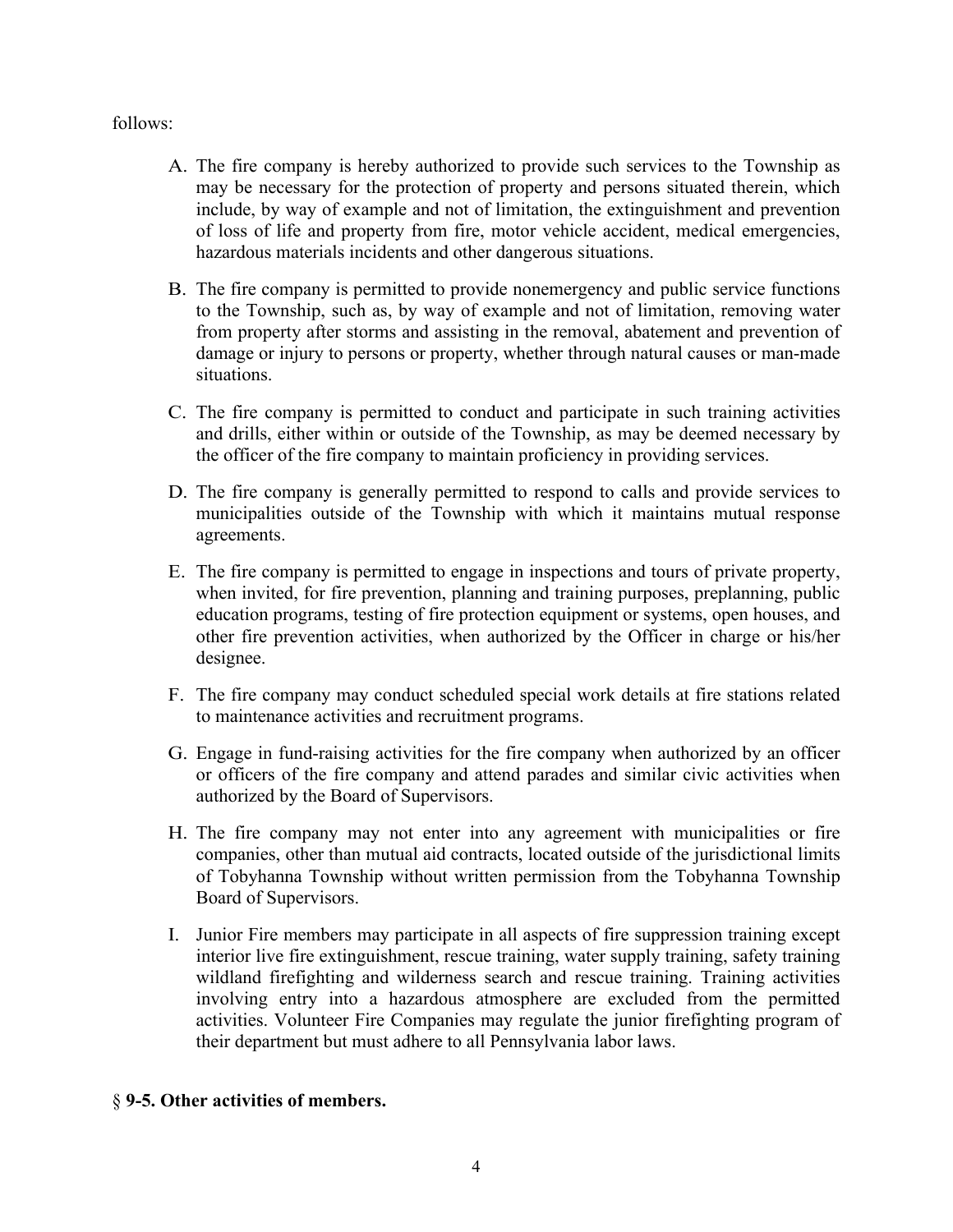follows:

A. The fire company is hereby authorized to provide such services to the Township as may be necessary for the protection of property and persons situated therein, which include, by way of example and not of limitation, the extinguishment and prevention of loss of life and property from fire, motor vehicle accident, medical emergencies, hazardous materials incidents and other dangerous situations.

B. The fire company is permitted to provide nonemergency and public service functions to the Township, such as, by way of example and not of limitation, removing water from property after storms and assisting in the removal, abatement and prevention of damage or injury to persons or property, whether through natural causes or man-made situations.

C. The fire company is permitted to conduct and participate in such training activities and drills, either within or outside of the Township, as may be deemed necessary by the officer of the fire company to maintain proficiency in providing services.

D. The fire company is generally permitted to respond to calls and provide services to municipalities outside of the Township with which it maintains mutual response agreements.

E. The fire company is permitted to engage in inspections and tours of private property, when invited, for fire prevention, planning and training purposes, preplanning, public education programs, testing of fire protection equipment or systems, open houses, and other fire prevention activities, when authorized by the Officer in charge or his/her designee.

F. The fire company may conduct scheduled special work details at fire stations related to maintenance activities and recruitment programs.

G. Engage in fund-raising activities for the fire company when authorized by an officer or officers of the fire company and attend parades and similar civic activities when authorized by the Board of Supervisors.

H. The fire company may not enter into any agreement with municipalities or fire companies, other than mutual aid contracts, located outside of the jurisdictional limits of Tobyhanna Township without written permission from the Tobyhanna Township Board of Supervisors.

I. Junior Fire members may participate in all aspects of fire suppression training except interior live fire extinguishment, rescue training, water supply training, safety training wildland firefighting and wilderness search and rescue training. Training activities involving entry into a hazardous atmosphere are excluded from the permitted activities. Volunteer Fire Companies may regulate the junior firefighting program of their department but must adhere to all Pennsylvania labor laws.

§ **9-5. Other activities of members.**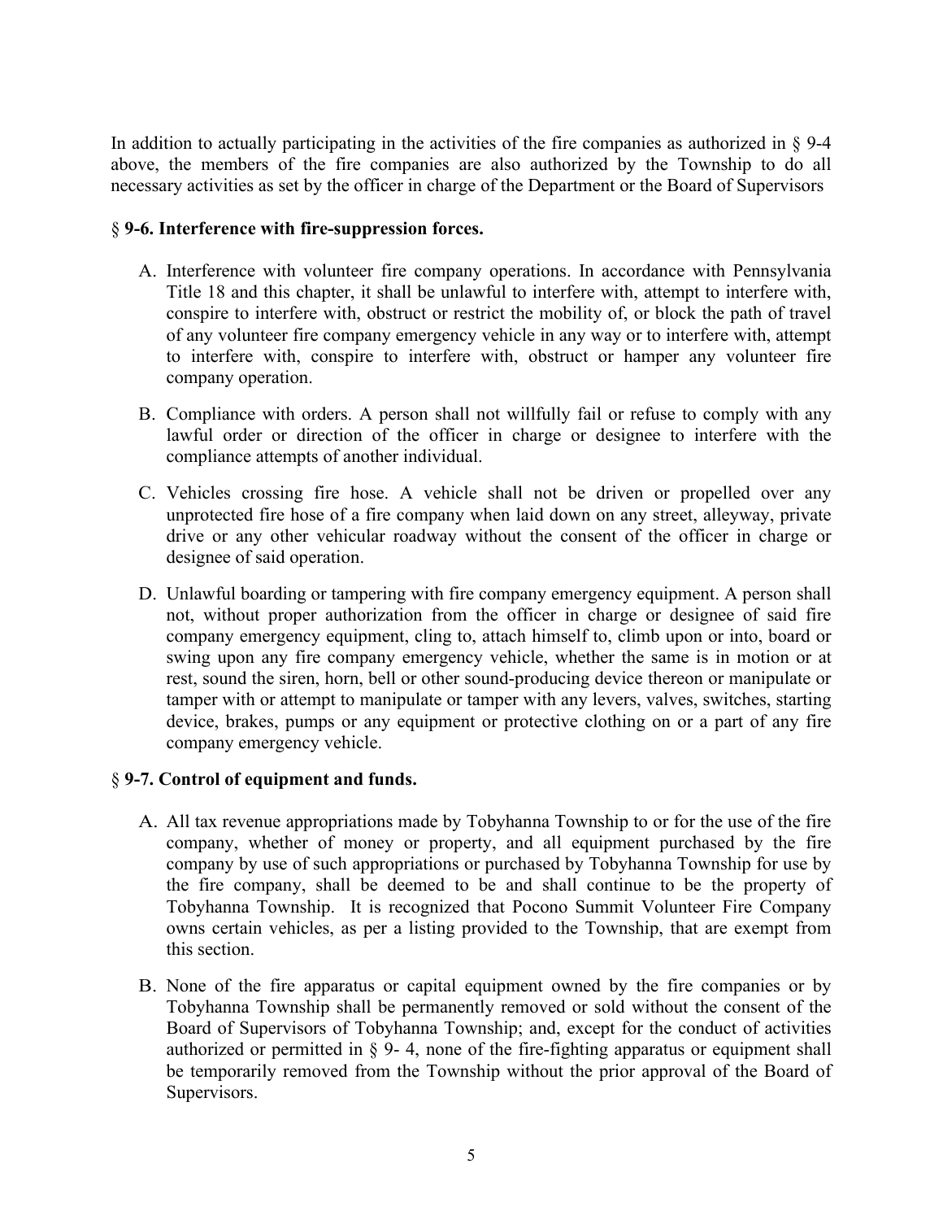In addition to actually participating in the activities of the fire companies as authorized in § 9-4 above, the members of the fire companies are also authorized by the Township to do all necessary activities as set by the officer in charge of the Department or the Board of Supervisors

### § **9-6. Interference with fire-suppression forces.**

A. Interference with volunteer fire company operations. In accordance with Pennsylvania Title 18 and this chapter, it shall be unlawful to interfere with, attempt to interfere with, conspire to interfere with, obstruct or restrict the mobility of, or block the path of travel of any volunteer fire company emergency vehicle in any way or to interfere with, attempt to interfere with, conspire to interfere with, obstruct or hamper any volunteer fire company operation.

B. Compliance with orders. A person shall not willfully fail or refuse to comply with any lawful order or direction of the officer in charge or designee to interfere with the compliance attempts of another individual.

C. Vehicles crossing fire hose. A vehicle shall not be driven or propelled over any unprotected fire hose of a fire company when laid down on any street, alleyway, private drive or any other vehicular roadway without the consent of the officer in charge or designee of said operation.

D. Unlawful boarding or tampering with fire company emergency equipment. A person shall not, without proper authorization from the officer in charge or designee of said fire company emergency equipment, cling to, attach himself to, climb upon or into, board or swing upon any fire company emergency vehicle, whether the same is in motion or at rest, sound the siren, horn, bell or other sound-producing device thereon or manipulate or tamper with or attempt to manipulate or tamper with any levers, valves, switches, starting device, brakes, pumps or any equipment or protective clothing on or a part of any fire company emergency vehicle.

### § **9-7. Control of equipment and funds.**

A. All tax revenue appropriations made by Tobyhanna Township to or for the use of the fire company, whether of money or property, and all equipment purchased by the fire company by use of such appropriations or purchased by Tobyhanna Township for use by the fire company, shall be deemed to be and shall continue to be the property of Tobyhanna Township. It is recognized that Pocono Summit Volunteer Fire Company owns certain vehicles, as per a listing provided to the Township, that are exempt from this section.

B. None of the fire apparatus or capital equipment owned by the fire companies or by Tobyhanna Township shall be permanently removed or sold without the consent of the Board of Supervisors of Tobyhanna Township; and, except for the conduct of activities authorized or permitted in § 9- 4, none of the fire-fighting apparatus or equipment shall be temporarily removed from the Township without the prior approval of the Board of Supervisors.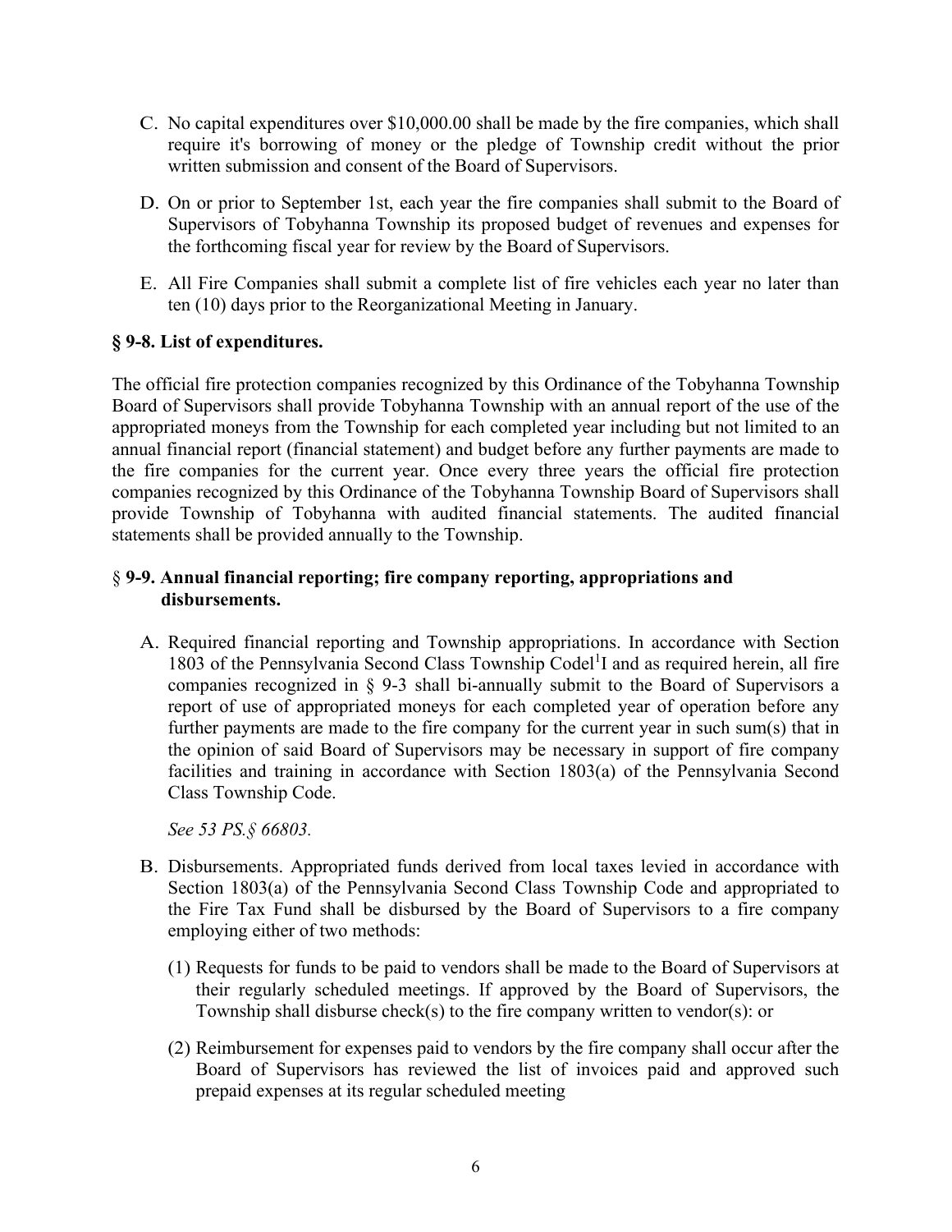C. No capital expenditures over $10,000.00 shall be made by the fire companies, which shall require it's borrowing of money or the pledge of Township credit without the prior written submission and consent of the Board of Supervisors.

D. On or prior to September 1st, each year the fire companies shall submit to the Board of Supervisors of Tobyhanna Township its proposed budget of revenues and expenses for the forthcoming fiscal year for review by the Board of Supervisors.

E. All Fire Companies shall submit a complete list of fire vehicles each year no later than ten (10) days prior to the Reorganizational Meeting in January.

### § 9-8. List of expenditures.

The official fire protection companies recognized by this Ordinance of the Tobyhanna Township Board of Supervisors shall provide Tobyhanna Township with an annual report of the use of the appropriated moneys from the Township for each completed year including but not limited to an annual financial report (financial statement) and budget before any further payments are made to the fire companies for the current year. Once every three years the official fire protection companies recognized by this Ordinance of the Tobyhanna Township Board of Supervisors shall provide Township of Tobyhanna with audited financial statements. The audited financial statements shall be provided annually to the Township.

### § 9-9. Annual financial reporting; fire company reporting, appropriations and disbursements.

A. Required financial reporting and Township appropriations. In accordance with Section 1803 of the Pennsylvania Second Class Township Codel[1]I and as required herein, all fire companies recognized in § 9-3 shall bi-annually submit to the Board of Supervisors a report of use of appropriated moneys for each completed year of operation before any further payments are made to the fire company for the current year in such sum(s) that in the opinion of said Board of Supervisors may be necessary in support of fire company facilities and training in accordance with Section 1803(a) of the Pennsylvania Second Class Township Code.

*See 53 PS.§ 66803.*

B. Disbursements. Appropriated funds derived from local taxes levied in accordance with Section 1803(a) of the Pennsylvania Second Class Township Code and appropriated to the Fire Tax Fund shall be disbursed by the Board of Supervisors to a fire company employing either of two methods:

   (1) Requests for funds to be paid to vendors shall be made to the Board of Supervisors at their regularly scheduled meetings. If approved by the Board of Supervisors, the Township shall disburse check(s) to the fire company written to vendor(s): or

   (2) Reimbursement for expenses paid to vendors by the fire company shall occur after the Board of Supervisors has reviewed the list of invoices paid and approved such prepaid expenses at its regular scheduled meeting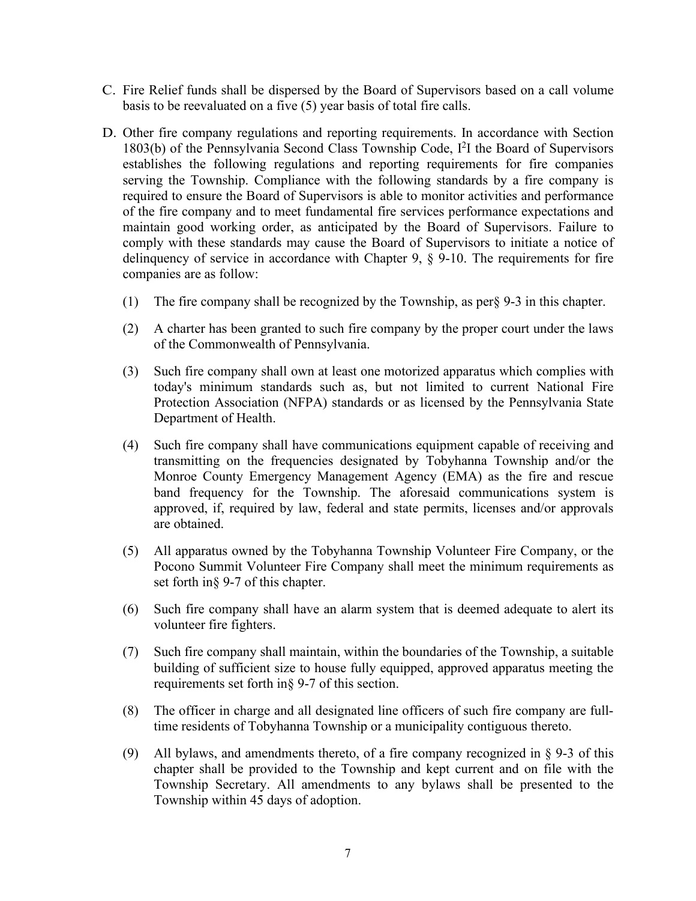C. Fire Relief funds shall be dispersed by the Board of Supervisors based on a call volume basis to be reevaluated on a five (5) year basis of total fire calls.

D. Other fire company regulations and reporting requirements. In accordance with Section 1803(b) of the Pennsylvania Second Class Township Code, I[2]I the Board of Supervisors establishes the following regulations and reporting requirements for fire companies serving the Township. Compliance with the following standards by a fire company is required to ensure the Board of Supervisors is able to monitor activities and performance of the fire company and to meet fundamental fire services performance expectations and maintain good working order, as anticipated by the Board of Supervisors. Failure to comply with these standards may cause the Board of Supervisors to initiate a notice of delinquency of service in accordance with Chapter 9, § 9-10. The requirements for fire companies are as follow:

   (1) The fire company shall be recognized by the Township, as per§ 9-3 in this chapter.

   (2) A charter has been granted to such fire company by the proper court under the laws of the Commonwealth of Pennsylvania.

   (3) Such fire company shall own at least one motorized apparatus which complies with today's minimum standards such as, but not limited to current National Fire Protection Association (NFPA) standards or as licensed by the Pennsylvania State Department of Health.

   (4) Such fire company shall have communications equipment capable of receiving and transmitting on the frequencies designated by Tobyhanna Township and/or the Monroe County Emergency Management Agency (EMA) as the fire and rescue band frequency for the Township. The aforesaid communications system is approved, if, required by law, federal and state permits, licenses and/or approvals are obtained.

   (5) All apparatus owned by the Tobyhanna Township Volunteer Fire Company, or the Pocono Summit Volunteer Fire Company shall meet the minimum requirements as set forth in§ 9-7 of this chapter.

   (6) Such fire company shall have an alarm system that is deemed adequate to alert its volunteer fire fighters.

   (7) Such fire company shall maintain, within the boundaries of the Township, a suitable building of sufficient size to house fully equipped, approved apparatus meeting the requirements set forth in§ 9-7 of this section.

   (8) The officer in charge and all designated line officers of such fire company are full-time residents of Tobyhanna Township or a municipality contiguous thereto.

   (9) All bylaws, and amendments thereto, of a fire company recognized in § 9-3 of this chapter shall be provided to the Township and kept current and on file with the Township Secretary. All amendments to any bylaws shall be presented to the Township within 45 days of adoption.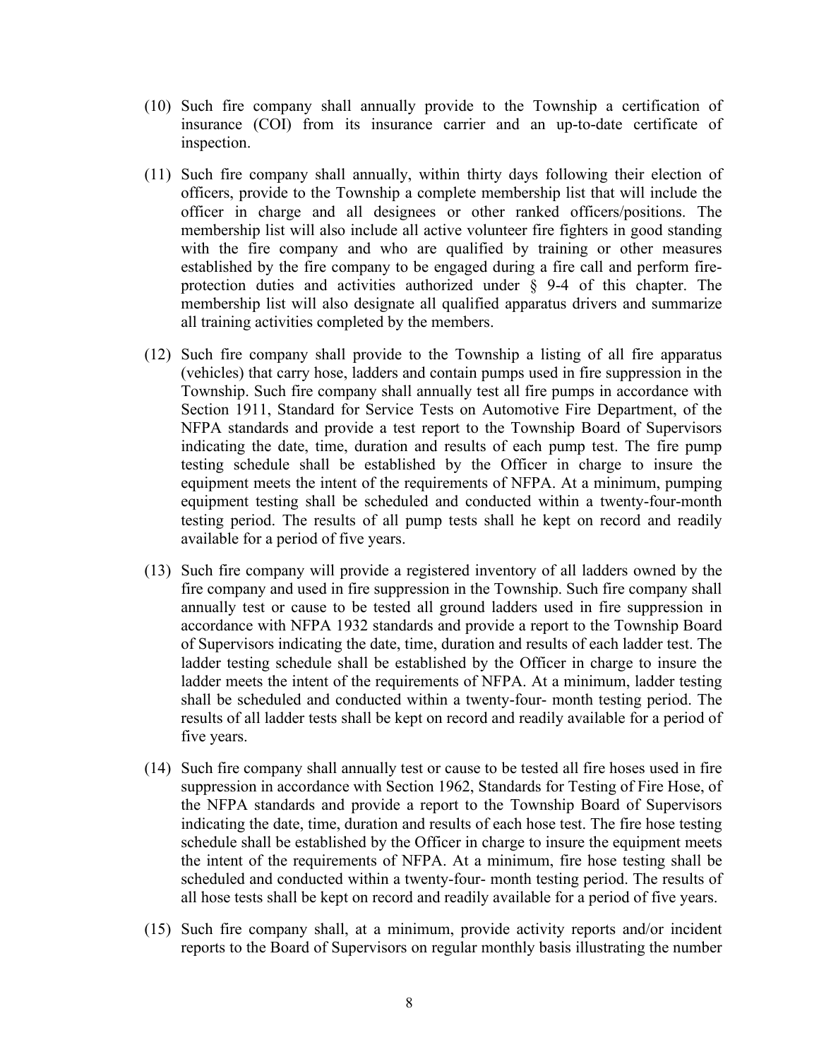(10) Such fire company shall annually provide to the Township a certification of insurance (COI) from its insurance carrier and an up-to-date certificate of inspection.

(11) Such fire company shall annually, within thirty days following their election of officers, provide to the Township a complete membership list that will include the officer in charge and all designees or other ranked officers/positions. The membership list will also include all active volunteer fire fighters in good standing with the fire company and who are qualified by training or other measures established by the fire company to be engaged during a fire call and perform fire-protection duties and activities authorized under § 9-4 of this chapter. The membership list will also designate all qualified apparatus drivers and summarize all training activities completed by the members.

(12) Such fire company shall provide to the Township a listing of all fire apparatus (vehicles) that carry hose, ladders and contain pumps used in fire suppression in the Township. Such fire company shall annually test all fire pumps in accordance with Section 1911, Standard for Service Tests on Automotive Fire Department, of the NFPA standards and provide a test report to the Township Board of Supervisors indicating the date, time, duration and results of each pump test. The fire pump testing schedule shall be established by the Officer in charge to insure the equipment meets the intent of the requirements of NFPA. At a minimum, pumping equipment testing shall be scheduled and conducted within a twenty-four-month testing period. The results of all pump tests shall he kept on record and readily available for a period of five years.

(13) Such fire company will provide a registered inventory of all ladders owned by the fire company and used in fire suppression in the Township. Such fire company shall annually test or cause to be tested all ground ladders used in fire suppression in accordance with NFPA 1932 standards and provide a report to the Township Board of Supervisors indicating the date, time, duration and results of each ladder test. The ladder testing schedule shall be established by the Officer in charge to insure the ladder meets the intent of the requirements of NFPA. At a minimum, ladder testing shall be scheduled and conducted within a twenty-four- month testing period. The results of all ladder tests shall be kept on record and readily available for a period of five years.

(14) Such fire company shall annually test or cause to be tested all fire hoses used in fire suppression in accordance with Section 1962, Standards for Testing of Fire Hose, of the NFPA standards and provide a report to the Township Board of Supervisors indicating the date, time, duration and results of each hose test. The fire hose testing schedule shall be established by the Officer in charge to insure the equipment meets the intent of the requirements of NFPA. At a minimum, fire hose testing shall be scheduled and conducted within a twenty-four- month testing period. The results of all hose tests shall be kept on record and readily available for a period of five years.

(15) Such fire company shall, at a minimum, provide activity reports and/or incident reports to the Board of Supervisors on regular monthly basis illustrating the number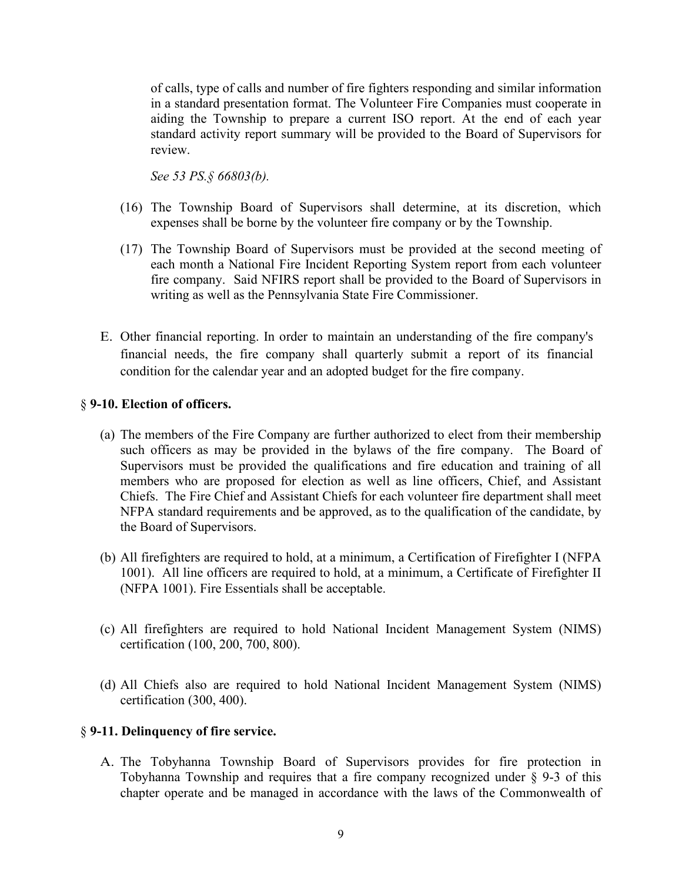of calls, type of calls and number of fire fighters responding and similar information in a standard presentation format. The Volunteer Fire Companies must cooperate in aiding the Township to prepare a current ISO report. At the end of each year standard activity report summary will be provided to the Board of Supervisors for review.

*See 53 PS.§ 66803(b).*

(16) The Township Board of Supervisors shall determine, at its discretion, which expenses shall be borne by the volunteer fire company or by the Township.

(17) The Township Board of Supervisors must be provided at the second meeting of each month a National Fire Incident Reporting System report from each volunteer fire company. Said NFIRS report shall be provided to the Board of Supervisors in writing as well as the Pennsylvania State Fire Commissioner.

E. Other financial reporting. In order to maintain an understanding of the fire company's financial needs, the fire company shall quarterly submit a report of its financial condition for the calendar year and an adopted budget for the fire company.

### § **9-10. Election of officers.**

(a) The members of the Fire Company are further authorized to elect from their membership such officers as may be provided in the bylaws of the fire company. The Board of Supervisors must be provided the qualifications and fire education and training of all members who are proposed for election as well as line officers, Chief, and Assistant Chiefs. The Fire Chief and Assistant Chiefs for each volunteer fire department shall meet NFPA standard requirements and be approved, as to the qualification of the candidate, by the Board of Supervisors.

(b) All firefighters are required to hold, at a minimum, a Certification of Firefighter I (NFPA 1001). All line officers are required to hold, at a minimum, a Certificate of Firefighter II (NFPA 1001). Fire Essentials shall be acceptable.

(c) All firefighters are required to hold National Incident Management System (NIMS) certification (100, 200, 700, 800).

(d) All Chiefs also are required to hold National Incident Management System (NIMS) certification (300, 400).

### § **9-11. Delinquency of fire service.**

A. The Tobyhanna Township Board of Supervisors provides for fire protection in Tobyhanna Township and requires that a fire company recognized under § 9-3 of this chapter operate and be managed in accordance with the laws of the Commonwealth of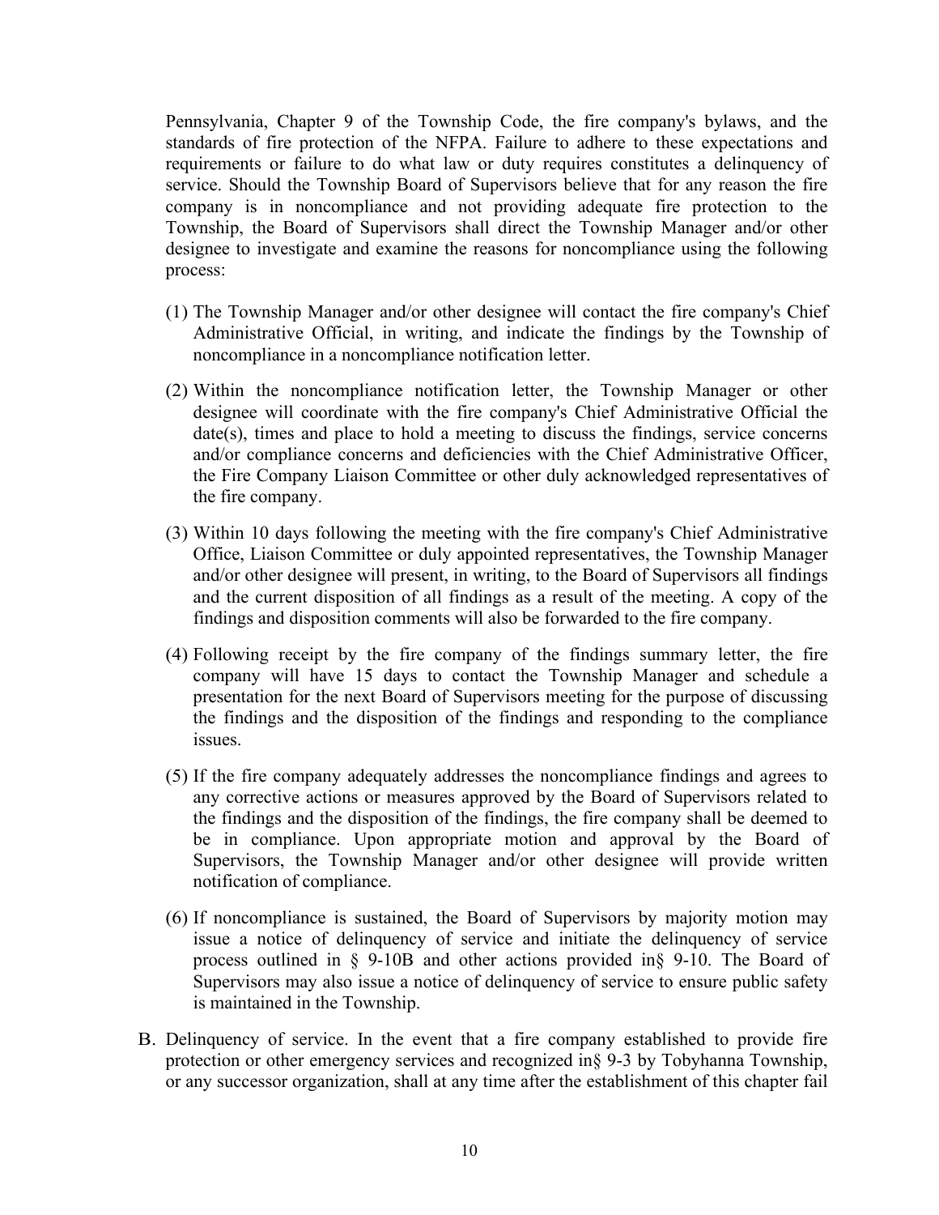Pennsylvania, Chapter 9 of the Township Code, the fire company's bylaws, and the standards of fire protection of the NFPA. Failure to adhere to these expectations and requirements or failure to do what law or duty requires constitutes a delinquency of service. Should the Township Board of Supervisors believe that for any reason the fire company is in noncompliance and not providing adequate fire protection to the Township, the Board of Supervisors shall direct the Township Manager and/or other designee to investigate and examine the reasons for noncompliance using the following process:

(1) The Township Manager and/or other designee will contact the fire company's Chief Administrative Official, in writing, and indicate the findings by the Township of noncompliance in a noncompliance notification letter.

(2) Within the noncompliance notification letter, the Township Manager or other designee will coordinate with the fire company's Chief Administrative Official the date(s), times and place to hold a meeting to discuss the findings, service concerns and/or compliance concerns and deficiencies with the Chief Administrative Officer, the Fire Company Liaison Committee or other duly acknowledged representatives of the fire company.

(3) Within 10 days following the meeting with the fire company's Chief Administrative Office, Liaison Committee or duly appointed representatives, the Township Manager and/or other designee will present, in writing, to the Board of Supervisors all findings and the current disposition of all findings as a result of the meeting. A copy of the findings and disposition comments will also be forwarded to the fire company.

(4) Following receipt by the fire company of the findings summary letter, the fire company will have 15 days to contact the Township Manager and schedule a presentation for the next Board of Supervisors meeting for the purpose of discussing the findings and the disposition of the findings and responding to the compliance issues.

(5) If the fire company adequately addresses the noncompliance findings and agrees to any corrective actions or measures approved by the Board of Supervisors related to the findings and the disposition of the findings, the fire company shall be deemed to be in compliance. Upon appropriate motion and approval by the Board of Supervisors, the Township Manager and/or other designee will provide written notification of compliance.

(6) If noncompliance is sustained, the Board of Supervisors by majority motion may issue a notice of delinquency of service and initiate the delinquency of service process outlined in § 9-10B and other actions provided in§ 9-10. The Board of Supervisors may also issue a notice of delinquency of service to ensure public safety is maintained in the Township.

B. Delinquency of service. In the event that a fire company established to provide fire protection or other emergency services and recognized in§ 9-3 by Tobyhanna Township, or any successor organization, shall at any time after the establishment of this chapter fail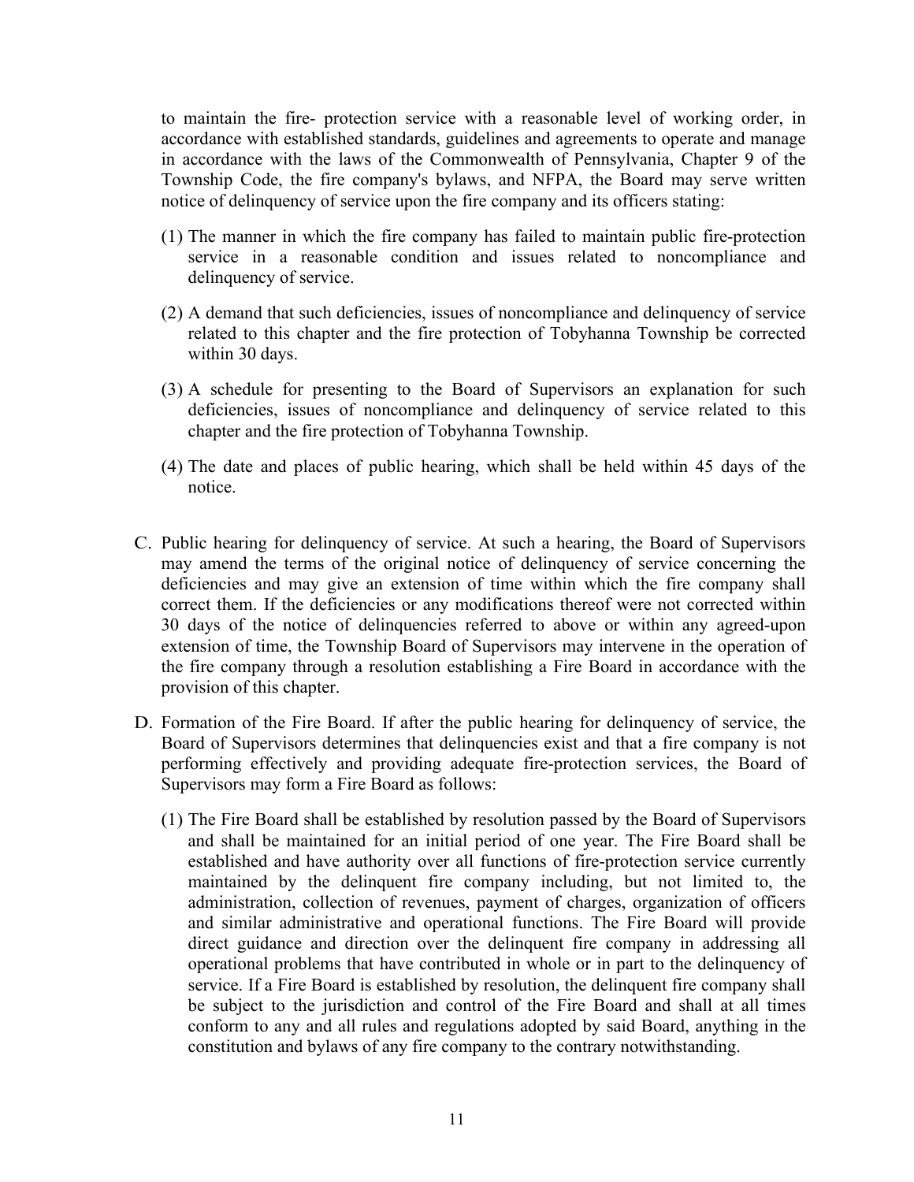to maintain the fire- protection service with a reasonable level of working order, in accordance with established standards, guidelines and agreements to operate and manage in accordance with the laws of the Commonwealth of Pennsylvania, Chapter 9 of the Township Code, the fire company's bylaws, and NFPA, the Board may serve written notice of delinquency of service upon the fire company and its officers stating:

(1) The manner in which the fire company has failed to maintain public fire-protection service in a reasonable condition and issues related to noncompliance and delinquency of service.

(2) A demand that such deficiencies, issues of noncompliance and delinquency of service related to this chapter and the fire protection of Tobyhanna Township be corrected within 30 days.

(3) A schedule for presenting to the Board of Supervisors an explanation for such deficiencies, issues of noncompliance and delinquency of service related to this chapter and the fire protection of Tobyhanna Township.

(4) The date and places of public hearing, which shall be held within 45 days of the notice.

C. Public hearing for delinquency of service. At such a hearing, the Board of Supervisors may amend the terms of the original notice of delinquency of service concerning the deficiencies and may give an extension of time within which the fire company shall correct them. If the deficiencies or any modifications thereof were not corrected within 30 days of the notice of delinquencies referred to above or within any agreed-upon extension of time, the Township Board of Supervisors may intervene in the operation of the fire company through a resolution establishing a Fire Board in accordance with the provision of this chapter.

D. Formation of the Fire Board. If after the public hearing for delinquency of service, the Board of Supervisors determines that delinquencies exist and that a fire company is not performing effectively and providing adequate fire-protection services, the Board of Supervisors may form a Fire Board as follows:

(1) The Fire Board shall be established by resolution passed by the Board of Supervisors and shall be maintained for an initial period of one year. The Fire Board shall be established and have authority over all functions of fire-protection service currently maintained by the delinquent fire company including, but not limited to, the administration, collection of revenues, payment of charges, organization of officers and similar administrative and operational functions. The Fire Board will provide direct guidance and direction over the delinquent fire company in addressing all operational problems that have contributed in whole or in part to the delinquency of service. If a Fire Board is established by resolution, the delinquent fire company shall be subject to the jurisdiction and control of the Fire Board and shall at all times conform to any and all rules and regulations adopted by said Board, anything in the constitution and bylaws of any fire company to the contrary notwithstanding.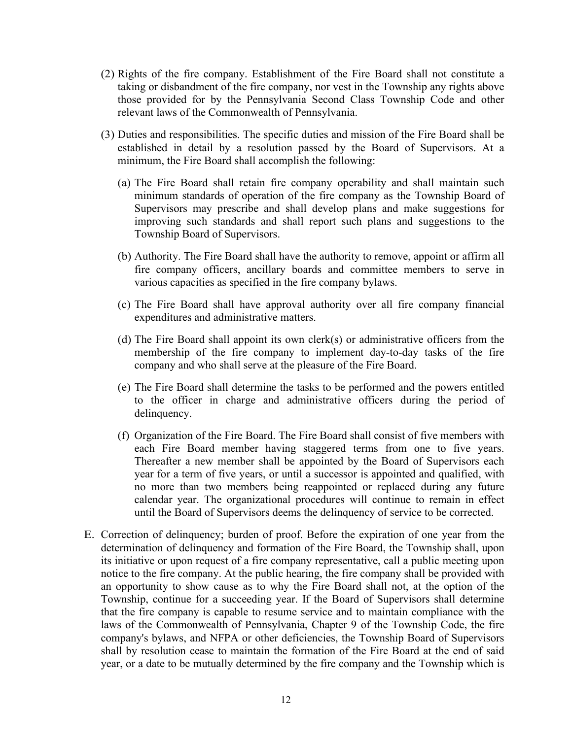(2) Rights of the fire company. Establishment of the Fire Board shall not constitute a taking or disbandment of the fire company, nor vest in the Township any rights above those provided for by the Pennsylvania Second Class Township Code and other relevant laws of the Commonwealth of Pennsylvania.

(3) Duties and responsibilities. The specific duties and mission of the Fire Board shall be established in detail by a resolution passed by the Board of Supervisors. At a minimum, the Fire Board shall accomplish the following:

   (a) The Fire Board shall retain fire company operability and shall maintain such minimum standards of operation of the fire company as the Township Board of Supervisors may prescribe and shall develop plans and make suggestions for improving such standards and shall report such plans and suggestions to the Township Board of Supervisors.

   (b) Authority. The Fire Board shall have the authority to remove, appoint or affirm all fire company officers, ancillary boards and committee members to serve in various capacities as specified in the fire company bylaws.

   (c) The Fire Board shall have approval authority over all fire company financial expenditures and administrative matters.

   (d) The Fire Board shall appoint its own clerk(s) or administrative officers from the membership of the fire company to implement day-to-day tasks of the fire company and who shall serve at the pleasure of the Fire Board.

   (e) The Fire Board shall determine the tasks to be performed and the powers entitled to the officer in charge and administrative officers during the period of delinquency.

   (f) Organization of the Fire Board. The Fire Board shall consist of five members with each Fire Board member having staggered terms from one to five years. Thereafter a new member shall be appointed by the Board of Supervisors each year for a term of five years, or until a successor is appointed and qualified, with no more than two members being reappointed or replaced during any future calendar year. The organizational procedures will continue to remain in effect until the Board of Supervisors deems the delinquency of service to be corrected.

E. Correction of delinquency; burden of proof. Before the expiration of one year from the determination of delinquency and formation of the Fire Board, the Township shall, upon its initiative or upon request of a fire company representative, call a public meeting upon notice to the fire company. At the public hearing, the fire company shall be provided with an opportunity to show cause as to why the Fire Board shall not, at the option of the Township, continue for a succeeding year. If the Board of Supervisors shall determine that the fire company is capable to resume service and to maintain compliance with the laws of the Commonwealth of Pennsylvania, Chapter 9 of the Township Code, the fire company's bylaws, and NFPA or other deficiencies, the Township Board of Supervisors shall by resolution cease to maintain the formation of the Fire Board at the end of said year, or a date to be mutually determined by the fire company and the Township which is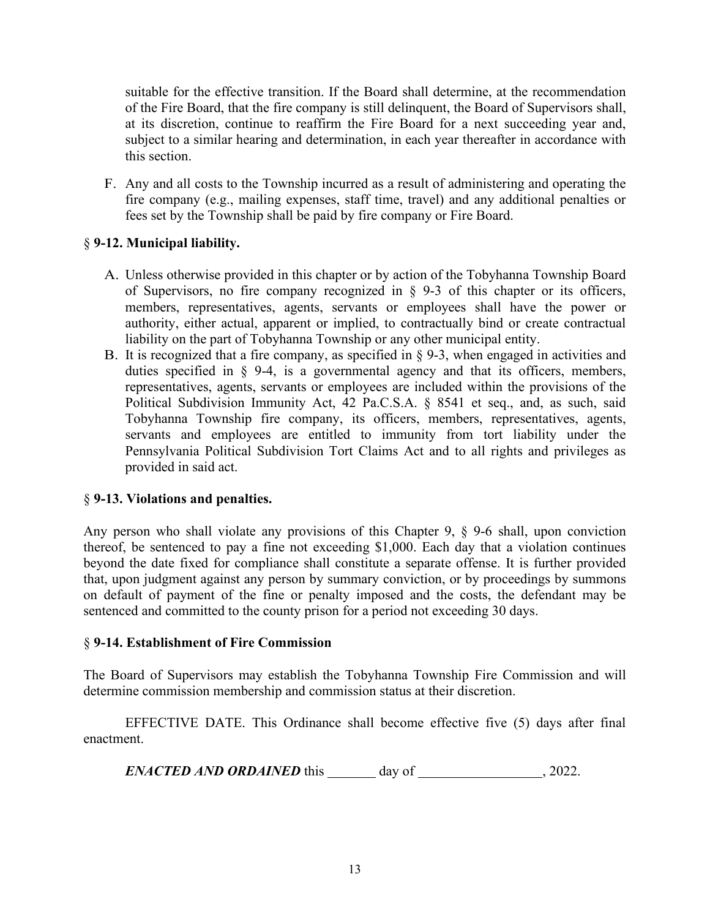suitable for the effective transition. If the Board shall determine, at the recommendation of the Fire Board, that the fire company is still delinquent, the Board of Supervisors shall, at its discretion, continue to reaffirm the Fire Board for a next succeeding year and, subject to a similar hearing and determination, in each year thereafter in accordance with this section.

F. Any and all costs to the Township incurred as a result of administering and operating the fire company (e.g., mailing expenses, staff time, travel) and any additional penalties or fees set by the Township shall be paid by fire company or Fire Board.

### § 9-12. Municipal liability.

A. Unless otherwise provided in this chapter or by action of the Tobyhanna Township Board of Supervisors, no fire company recognized in § 9-3 of this chapter or its officers, members, representatives, agents, servants or employees shall have the power or authority, either actual, apparent or implied, to contractually bind or create contractual liability on the part of Tobyhanna Township or any other municipal entity.

B. It is recognized that a fire company, as specified in § 9-3, when engaged in activities and duties specified in § 9-4, is a governmental agency and that its officers, members, representatives, agents, servants or employees are included within the provisions of the Political Subdivision Immunity Act, 42 Pa.C.S.A. § 8541 et seq., and, as such, said Tobyhanna Township fire company, its officers, members, representatives, agents, servants and employees are entitled to immunity from tort liability under the Pennsylvania Political Subdivision Tort Claims Act and to all rights and privileges as provided in said act.

### § 9-13. Violations and penalties.

Any person who shall violate any provisions of this Chapter 9, § 9-6 shall, upon conviction thereof, be sentenced to pay a fine not exceeding $1,000. Each day that a violation continues beyond the date fixed for compliance shall constitute a separate offense. It is further provided that, upon judgment against any person by summary conviction, or by proceedings by summons on default of payment of the fine or penalty imposed and the costs, the defendant may be sentenced and committed to the county prison for a period not exceeding 30 days.

### § 9-14. Establishment of Fire Commission

The Board of Supervisors may establish the Tobyhanna Township Fire Commission and will determine commission membership and commission status at their discretion.

EFFECTIVE DATE. This Ordinance shall become effective five (5) days after final enactment.

***ENACTED AND ORDAINED*** this _______ day of _________________, 2022.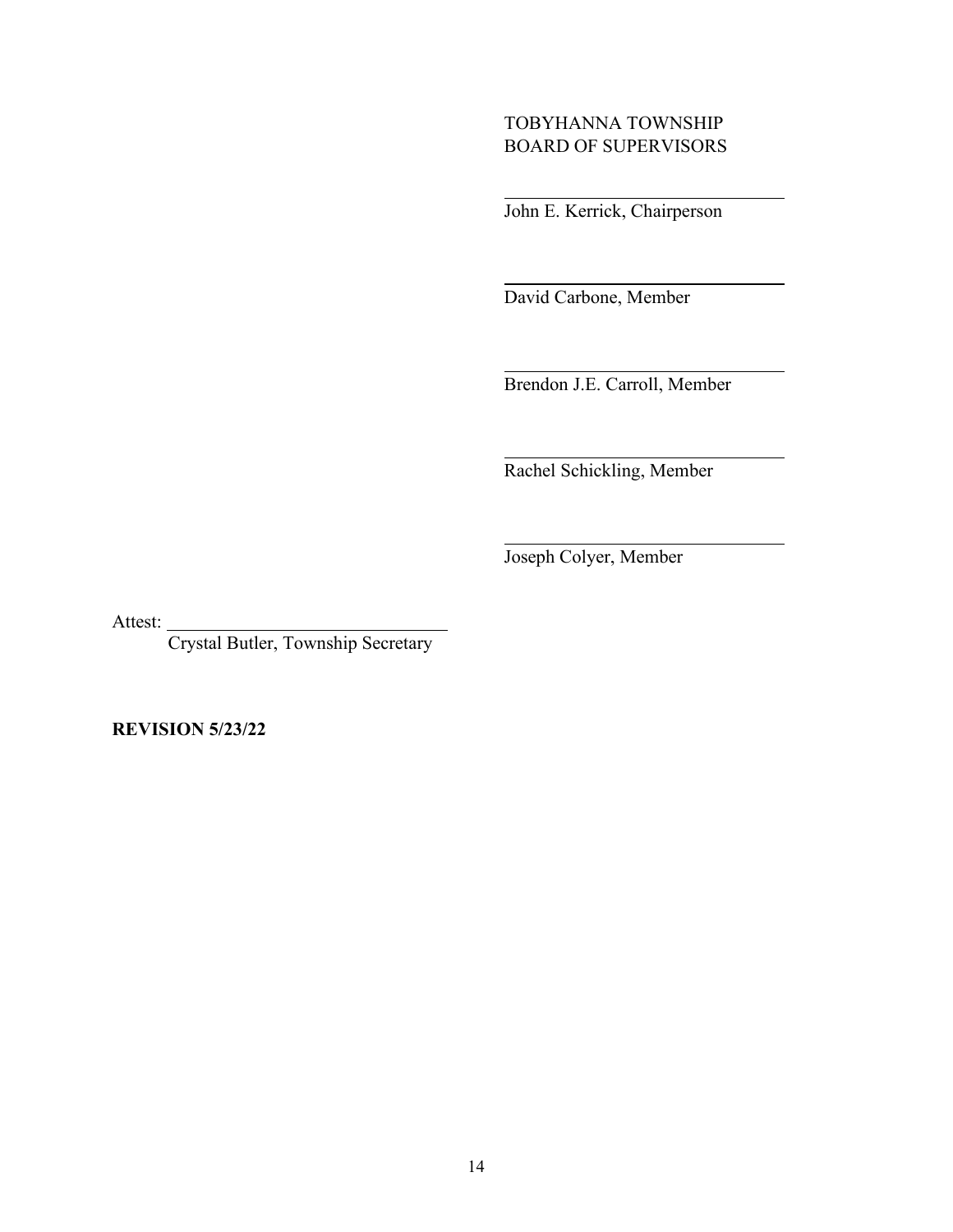TOBYHANNA TOWNSHIP
BOARD OF SUPERVISORS

\_\_\_\_\_\_\_\_\_\_\_\_\_\_\_\_\_\_\_\_\_\_\_\_\_\_\_\_\_\_
John E. Kerrick, Chairperson

\_\_\_\_\_\_\_\_\_\_\_\_\_\_\_\_\_\_\_\_\_\_\_\_\_\_\_\_\_\_
David Carbone, Member

\_\_\_\_\_\_\_\_\_\_\_\_\_\_\_\_\_\_\_\_\_\_\_\_\_\_\_\_\_\_
Brendon J.E. Carroll, Member

\_\_\_\_\_\_\_\_\_\_\_\_\_\_\_\_\_\_\_\_\_\_\_\_\_\_\_\_\_\_
Rachel Schickling, Member

\_\_\_\_\_\_\_\_\_\_\_\_\_\_\_\_\_\_\_\_\_\_\_\_\_\_\_\_\_\_
Joseph Colyer, Member

Attest: \_\_\_\_\_\_\_\_\_\_\_\_\_\_\_\_\_\_\_\_\_\_\_\_\_\_\_\_\_\_
Crystal Butler, Township Secretary

**REVISION 5/23/22**